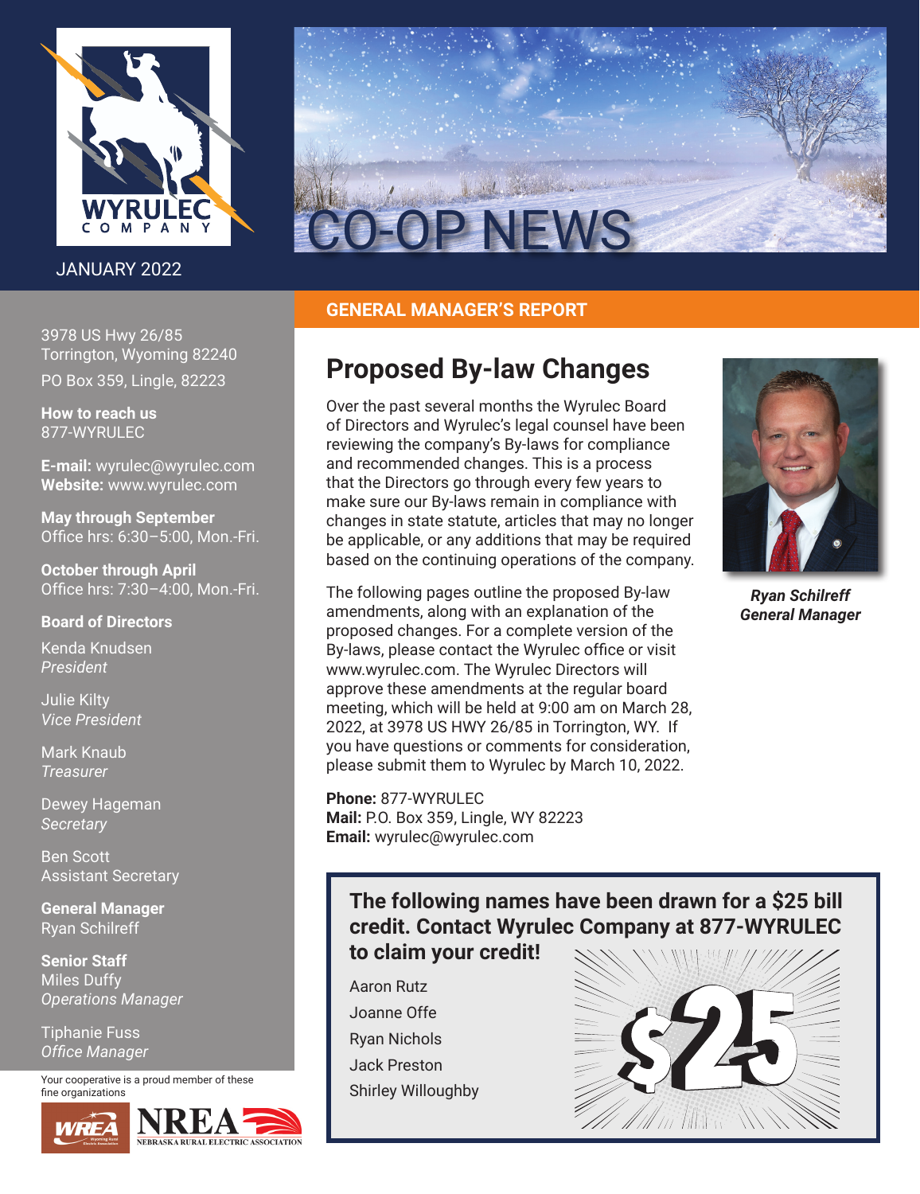# CO-OP NEWS

WYRULEC COMPANY

JANUARY 2022

3978 US Hwy 26/85
Torrington, Wyoming 82240
PO Box 359, Lingle, 82223

**How to reach us**
877-WYRULEC

**E-mail:** wyrulec@wyrulec.com
**Website:** www.wyrulec.com

**May through September**
Office hrs: 6:30–5:00, Mon.-Fri.

**October through April**
Office hrs: 7:30–4:00, Mon.-Fri.

**Board of Directors**

Kenda Knudsen
*President*

Julie Kilty
*Vice President*

Mark Knaub
*Treasurer*

Dewey Hageman
*Secretary*

Ben Scott
Assistant Secretary

**General Manager**
Ryan Schilreff

**Senior Staff**
Miles Duffy
*Operations Manager*

Tiphanie Fuss
*Office Manager*

Your cooperative is a proud member of these fine organizations

WREA — NREA Nebraska Rural Electric Association

## GENERAL MANAGER'S REPORT

## Proposed By-law Changes

Over the past several months the Wyrulec Board of Directors and Wyrulec's legal counsel have been reviewing the company's By-laws for compliance and recommended changes. This is a process that the Directors go through every few years to make sure our By-laws remain in compliance with changes in state statute, articles that may no longer be applicable, or any additions that may be required based on the continuing operations of the company.

The following pages outline the proposed By-law amendments, along with an explanation of the proposed changes. For a complete version of the By-laws, please contact the Wyrulec office or visit www.wyrulec.com. The Wyrulec Directors will approve these amendments at the regular board meeting, which will be held at 9:00 am on March 28, 2022, at 3978 US HWY 26/85 in Torrington, WY. If you have questions or comments for consideration, please submit them to Wyrulec by March 10, 2022.

**Phone:** 877-WYRULEC
**Mail:** P.O. Box 359, Lingle, WY 82223
**Email:** wyrulec@wyrulec.com

***Ryan Schilreff***
***General Manager***

**The following names have been drawn for a $25 bill credit. Contact Wyrulec Company at 877-WYRULEC to claim your credit!**

Aaron Rutz
Joanne Offe
Ryan Nichols
Jack Preston
Shirley Willoughby

$25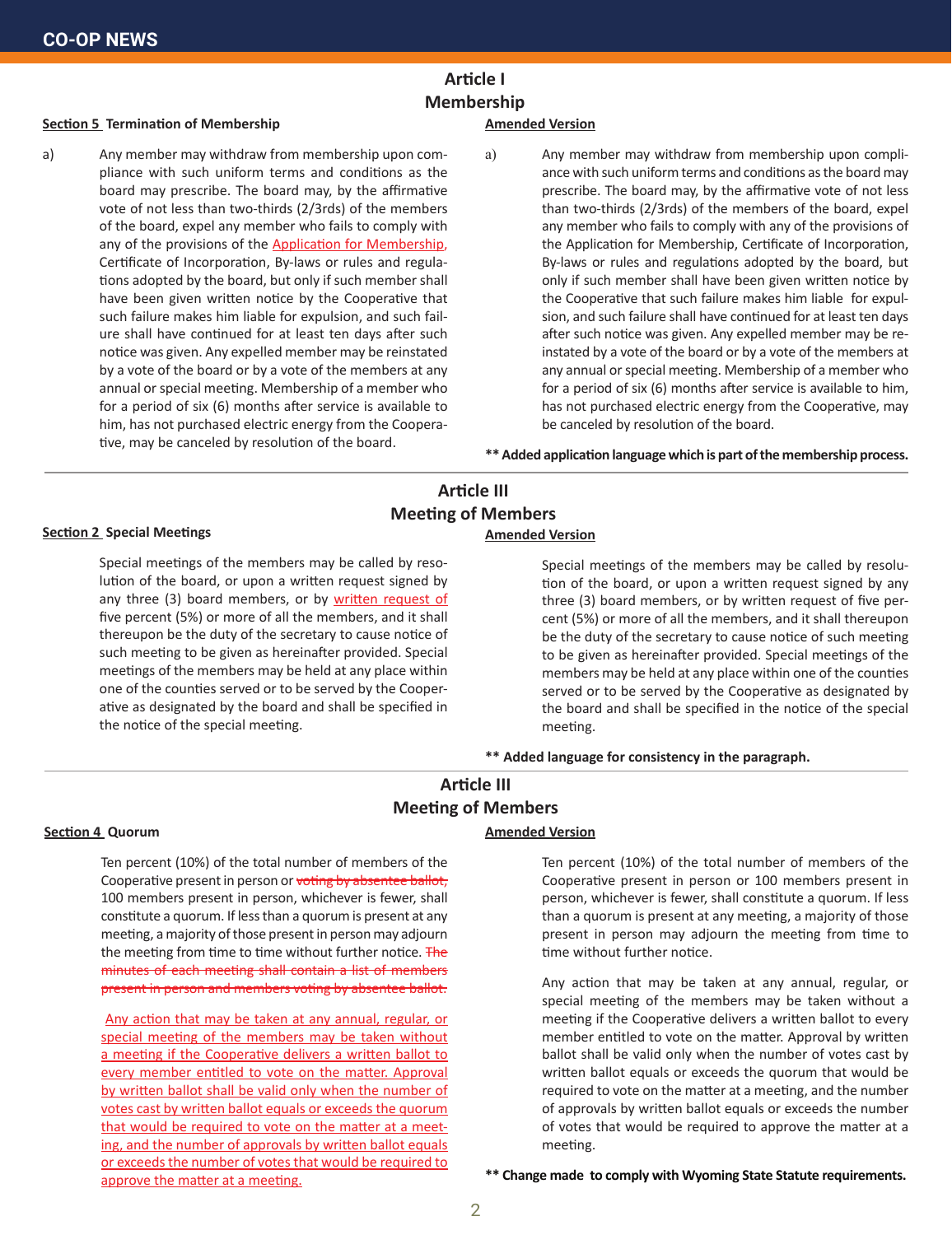## Article I
## Membership

**Section 5 Termination of Membership**

a) Any member may withdraw from membership upon compliance with such uniform terms and conditions as the board may prescribe. The board may, by the affirmative vote of not less than two-thirds (2/3rds) of the members of the board, expel any member who fails to comply with any of the provisions of the Application for Membership, Certificate of Incorporation, By-laws or rules and regulations adopted by the board, but only if such member shall have been given written notice by the Cooperative that such failure makes him liable for expulsion, and such failure shall have continued for at least ten days after such notice was given. Any expelled member may be reinstated by a vote of the board or by a vote of the members at any annual or special meeting. Membership of a member who for a period of six (6) months after service is available to him, has not purchased electric energy from the Cooperative, may be canceled by resolution of the board.

**Amended Version**

a) Any member may withdraw from membership upon compliance with such uniform terms and conditions as the board may prescribe. The board may, by the affirmative vote of not less than two-thirds (2/3rds) of the members of the board, expel any member who fails to comply with any of the provisions of the Application for Membership, Certificate of Incorporation, By-laws or rules and regulations adopted by the board, but only if such member shall have been given written notice by the Cooperative that such failure makes him liable for expulsion, and such failure shall have continued for at least ten days after such notice was given. Any expelled member may be reinstated by a vote of the board or by a vote of the members at any annual or special meeting. Membership of a member who for a period of six (6) months after service is available to him, has not purchased electric energy from the Cooperative, may be canceled by resolution of the board.

**\*\* Added application language which is part of the membership process.**

---

## Article III
## Meeting of Members

**Section 2 Special Meetings**

Special meetings of the members may be called by resolution of the board, or upon a written request signed by any three (3) board members, or by written request of five percent (5%) or more of all the members, and it shall thereupon be the duty of the secretary to cause notice of such meeting to be given as hereinafter provided. Special meetings of the members may be held at any place within one of the counties served or to be served by the Cooperative as designated by the board and shall be specified in the notice of the special meeting.

**Amended Version**

Special meetings of the members may be called by resolution of the board, or upon a written request signed by any three (3) board members, or by written request of five percent (5%) or more of all the members, and it shall thereupon be the duty of the secretary to cause notice of such meeting to be given as hereinafter provided. Special meetings of the members may be held at any place within one of the counties served or to be served by the Cooperative as designated by the board and shall be specified in the notice of the special meeting.

**\*\* Added language for consistency in the paragraph.**

---

## Article III
## Meeting of Members

**Section 4 Quorum**

Ten percent (10%) of the total number of members of the Cooperative present in person or ~~voting by absentee ballot,~~ 100 members present in person, whichever is fewer, shall constitute a quorum. If less than a quorum is present at any meeting, a majority of those present in person may adjourn the meeting from time to time without further notice. ~~The minutes of each meeting shall contain a list of members present in person and members voting by absentee ballot.~~

Any action that may be taken at any annual, regular, or special meeting of the members may be taken without a meeting if the Cooperative delivers a written ballot to every member entitled to vote on the matter. Approval by written ballot shall be valid only when the number of votes cast by written ballot equals or exceeds the quorum that would be required to vote on the matter at a meeting, and the number of approvals by written ballot equals or exceeds the number of votes that would be required to approve the matter at a meeting.

**Amended Version**

Ten percent (10%) of the total number of members of the Cooperative present in person or 100 members present in person, whichever is fewer, shall constitute a quorum. If less than a quorum is present at any meeting, a majority of those present in person may adjourn the meeting from time to time without further notice.

Any action that may be taken at any annual, regular, or special meeting of the members may be taken without a meeting if the Cooperative delivers a written ballot to every member entitled to vote on the matter. Approval by written ballot shall be valid only when the number of votes cast by written ballot equals or exceeds the quorum that would be required to vote on the matter at a meeting, and the number of approvals by written ballot equals or exceeds the number of votes that would be required to approve the matter at a meeting.

**\*\* Change made to comply with Wyoming State Statute requirements.**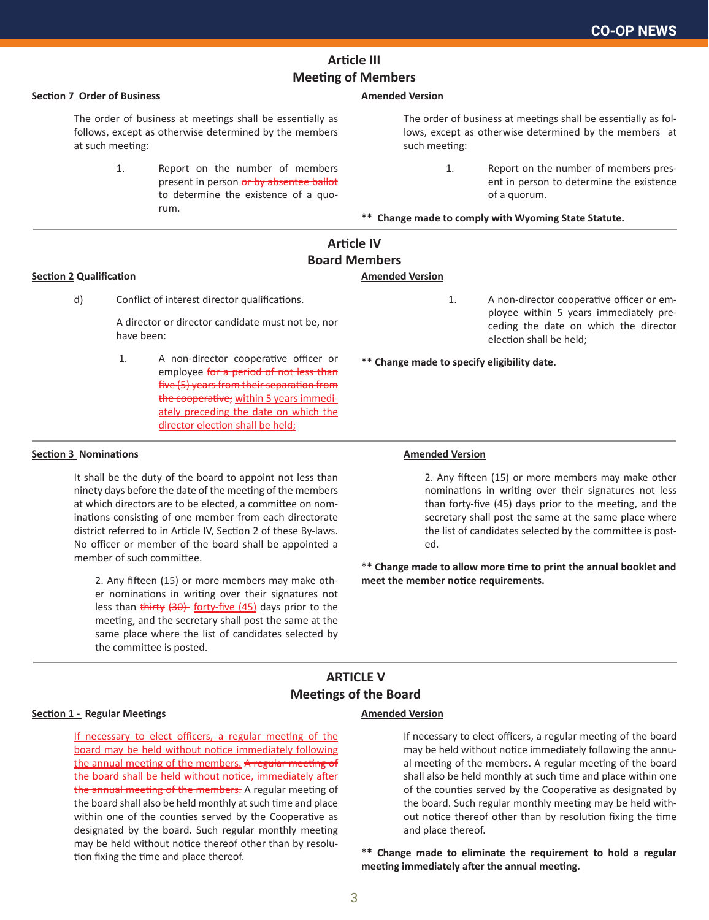## Article III
## Meeting of Members

**Section 7 Order of Business**

The order of business at meetings shall be essentially as follows, except as otherwise determined by the members at such meeting:

1. Report on the number of members present in person ~~or by absentee ballot~~ to determine the existence of a quorum.

**Amended Version**

The order of business at meetings shall be essentially as follows, except as otherwise determined by the members at such meeting:

1. Report on the number of members present in person to determine the existence of a quorum.

**\*\* Change made to comply with Wyoming State Statute.**

## Article IV
## Board Members

**Section 2 Qualification**

d) Conflict of interest director qualifications.

A director or director candidate must not be, nor have been:

1. A non-director cooperative officer or employee ~~for a period of not less than five (5) years from their separation from the cooperative;~~ <u>within 5 years immediately preceding the date on which the director election shall be held;</u>

**Amended Version**

1. A non-director cooperative officer or employee within 5 years immediately preceding the date on which the director election shall be held;

**\*\* Change made to specify eligibility date.**

**Section 3 Nominations**

It shall be the duty of the board to appoint not less than ninety days before the date of the meeting of the members at which directors are to be elected, a committee on nominations consisting of one member from each directorate district referred to in Article IV, Section 2 of these By-laws. No officer or member of the board shall be appointed a member of such committee.

2. Any fifteen (15) or more members may make other nominations in writing over their signatures not less than ~~thirty (30)~~ <u>forty-five (45)</u> days prior to the meeting, and the secretary shall post the same at the same place where the list of candidates selected by the committee is posted.

**Amended Version**

2. Any fifteen (15) or more members may make other nominations in writing over their signatures not less than forty-five (45) days prior to the meeting, and the secretary shall post the same at the same place where the list of candidates selected by the committee is posted.

**\*\* Change made to allow more time to print the annual booklet and meet the member notice requirements.**

## ARTICLE V
## Meetings of the Board

**Section 1 - Regular Meetings**

<u>If necessary to elect officers, a regular meeting of the board may be held without notice immediately following the annual meeting of the members.</u> ~~A regular meeting of the board shall be held without notice, immediately after the annual meeting of the members.~~ A regular meeting of the board shall also be held monthly at such time and place within one of the counties served by the Cooperative as designated by the board. Such regular monthly meeting may be held without notice thereof other than by resolution fixing the time and place thereof.

**Amended Version**

If necessary to elect officers, a regular meeting of the board may be held without notice immediately following the annual meeting of the members. A regular meeting of the board shall also be held monthly at such time and place within one of the counties served by the Cooperative as designated by the board. Such regular monthly meeting may be held without notice thereof other than by resolution fixing the time and place thereof.

**\*\* Change made to eliminate the requirement to hold a regular meeting immediately after the annual meeting.**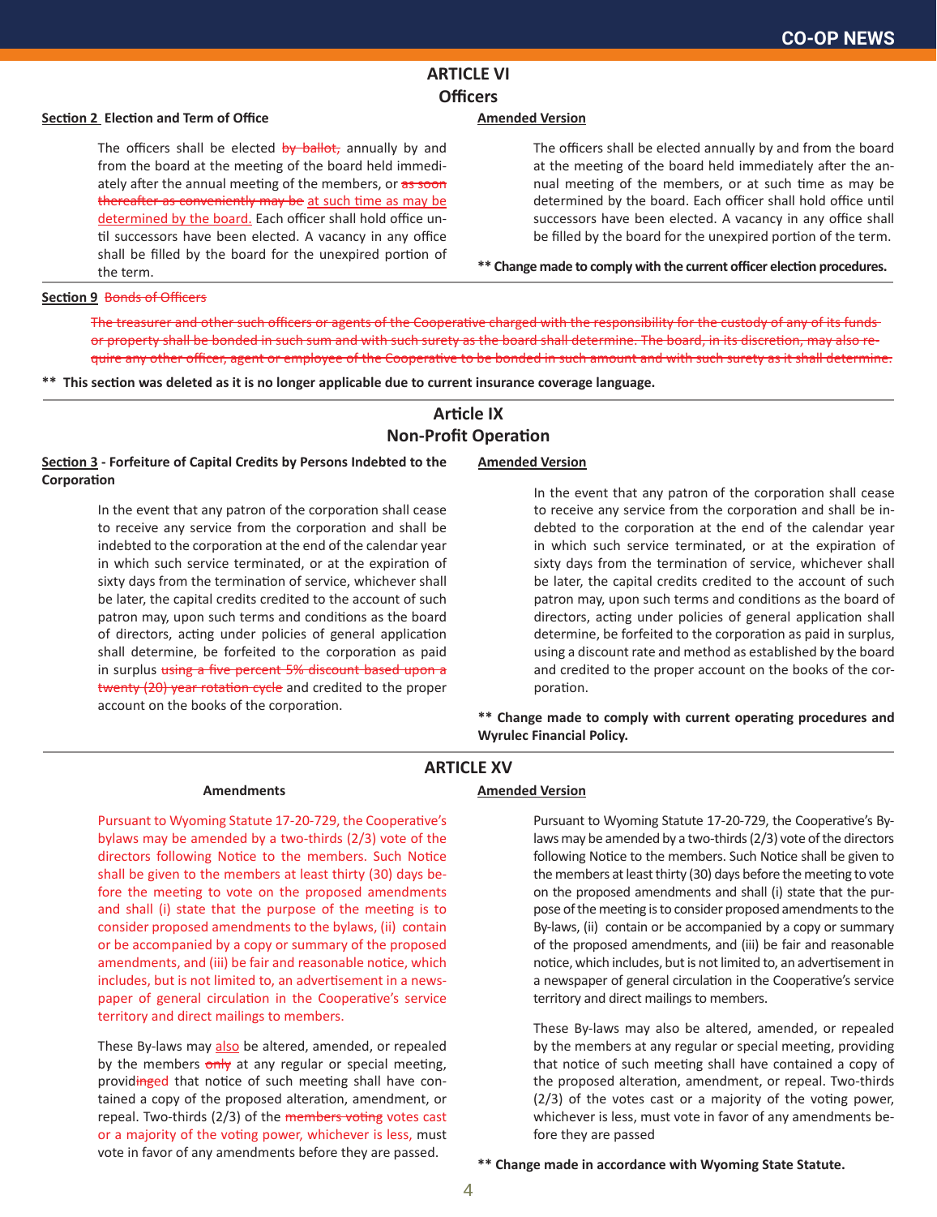## ARTICLE VI
## Officers

**Section 2 Election and Term of Office**

The officers shall be elected ~~by ballot,~~ annually by and from the board at the meeting of the board held immediately after the annual meeting of the members, or ~~as soon thereafter as conveniently may be~~ at such time as may be determined by the board. Each officer shall hold office until successors have been elected. A vacancy in any office shall be filled by the board for the unexpired portion of the term.

**Amended Version**

The officers shall be elected annually by and from the board at the meeting of the board held immediately after the annual meeting of the members, or at such time as may be determined by the board. Each officer shall hold office until successors have been elected. A vacancy in any office shall be filled by the board for the unexpired portion of the term.

**\*\* Change made to comply with the current officer election procedures.**

**Section 9** ~~Bonds of Officers~~

~~The treasurer and other such officers or agents of the Cooperative charged with the responsibility for the custody of any of its funds or property shall be bonded in such sum and with such surety as the board shall determine. The board, in its discretion, may also require any other officer, agent or employee of the Cooperative to be bonded in such amount and with such surety as it shall determine.~~

**\*\* This section was deleted as it is no longer applicable due to current insurance coverage language.**

## Article IX
## Non-Profit Operation

**Section 3 - Forfeiture of Capital Credits by Persons Indebted to the Corporation**

In the event that any patron of the corporation shall cease to receive any service from the corporation and shall be indebted to the corporation at the end of the calendar year in which such service terminated, or at the expiration of sixty days from the termination of service, whichever shall be later, the capital credits credited to the account of such patron may, upon such terms and conditions as the board of directors, acting under policies of general application shall determine, be forfeited to the corporation as paid in surplus ~~using a five percent 5% discount based upon a twenty (20) year rotation cycle~~ and credited to the proper account on the books of the corporation.

**Amended Version**

In the event that any patron of the corporation shall cease to receive any service from the corporation and shall be indebted to the corporation at the end of the calendar year in which such service terminated, or at the expiration of sixty days from the termination of service, whichever shall be later, the capital credits credited to the account of such patron may, upon such terms and conditions as the board of directors, acting under policies of general application shall determine, be forfeited to the corporation as paid in surplus, using a discount rate and method as established by the board and credited to the proper account on the books of the corporation.

**\*\* Change made to comply with current operating procedures and Wyrulec Financial Policy.**

## ARTICLE XV

**Amendments**

Pursuant to Wyoming Statute 17-20-729, the Cooperative's bylaws may be amended by a two-thirds (2/3) vote of the directors following Notice to the members. Such Notice shall be given to the members at least thirty (30) days before the meeting to vote on the proposed amendments and shall (i) state that the purpose of the meeting is to consider proposed amendments to the bylaws, (ii) contain or be accompanied by a copy or summary of the proposed amendments, and (iii) be fair and reasonable notice, which includes, but is not limited to, an advertisement in a newspaper of general circulation in the Cooperative's service territory and direct mailings to members.

These By-laws may also be altered, amended, or repealed by the members ~~only~~ at any regular or special meeting, provid~~inged~~ that notice of such meeting shall have contained a copy of the proposed alteration, amendment, or repeal. Two-thirds (2/3) of the ~~members voting~~ votes cast or a majority of the voting power, whichever is less, must vote in favor of any amendments before they are passed.

**Amended Version**

Pursuant to Wyoming Statute 17-20-729, the Cooperative's By-laws may be amended by a two-thirds (2/3) vote of the directors following Notice to the members. Such Notice shall be given to the members at least thirty (30) days before the meeting to vote on the proposed amendments and shall (i) state that the purpose of the meeting is to consider proposed amendments to the By-laws, (ii) contain or be accompanied by a copy or summary of the proposed amendments, and (iii) be fair and reasonable notice, which includes, but is not limited to, an advertisement in a newspaper of general circulation in the Cooperative's service territory and direct mailings to members.

These By-laws may also be altered, amended, or repealed by the members at any regular or special meeting, providing that notice of such meeting shall have contained a copy of the proposed alteration, amendment, or repeal. Two-thirds (2/3) of the votes cast or a majority of the voting power, whichever is less, must vote in favor of any amendments before they are passed

**\*\* Change made in accordance with Wyoming State Statute.**